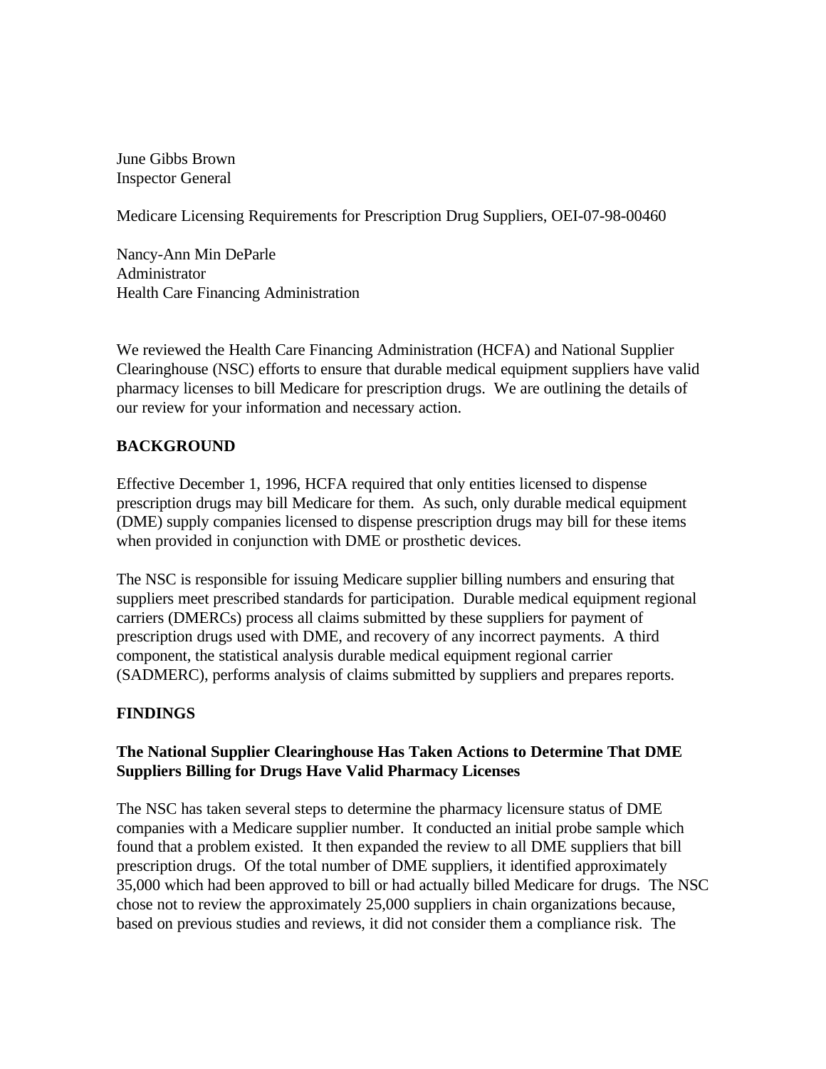June Gibbs Brown
Inspector General

Medicare Licensing Requirements for Prescription Drug Suppliers, OEI-07-98-00460

Nancy-Ann Min DeParle
Administrator
Health Care Financing Administration

We reviewed the Health Care Financing Administration (HCFA) and National Supplier Clearinghouse (NSC) efforts to ensure that durable medical equipment suppliers have valid pharmacy licenses to bill Medicare for prescription drugs. We are outlining the details of our review for your information and necessary action.

## BACKGROUND

Effective December 1, 1996, HCFA required that only entities licensed to dispense prescription drugs may bill Medicare for them. As such, only durable medical equipment (DME) supply companies licensed to dispense prescription drugs may bill for these items when provided in conjunction with DME or prosthetic devices.

The NSC is responsible for issuing Medicare supplier billing numbers and ensuring that suppliers meet prescribed standards for participation. Durable medical equipment regional carriers (DMERCs) process all claims submitted by these suppliers for payment of prescription drugs used with DME, and recovery of any incorrect payments. A third component, the statistical analysis durable medical equipment regional carrier (SADMERC), performs analysis of claims submitted by suppliers and prepares reports.

## FINDINGS

### The National Supplier Clearinghouse Has Taken Actions to Determine That DME Suppliers Billing for Drugs Have Valid Pharmacy Licenses

The NSC has taken several steps to determine the pharmacy licensure status of DME companies with a Medicare supplier number. It conducted an initial probe sample which found that a problem existed. It then expanded the review to all DME suppliers that bill prescription drugs. Of the total number of DME suppliers, it identified approximately 35,000 which had been approved to bill or had actually billed Medicare for drugs. The NSC chose not to review the approximately 25,000 suppliers in chain organizations because, based on previous studies and reviews, it did not consider them a compliance risk. The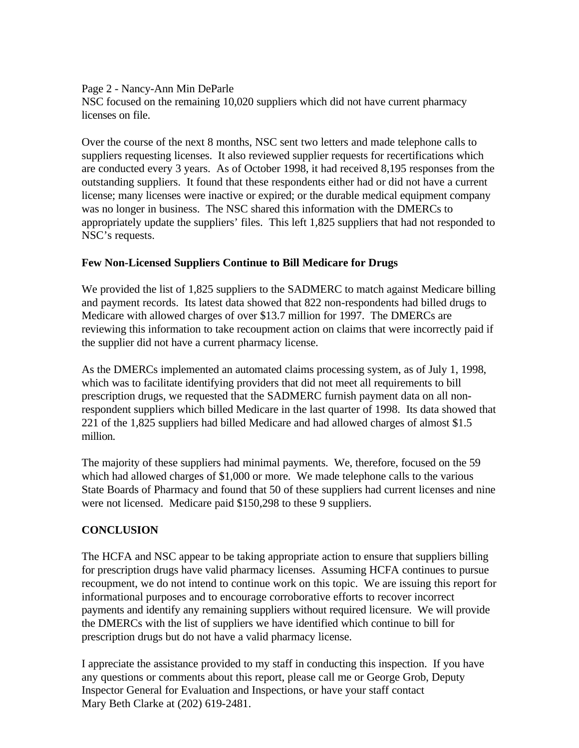NSC focused on the remaining 10,020 suppliers which did not have current pharmacy licenses on file.

Over the course of the next 8 months, NSC sent two letters and made telephone calls to suppliers requesting licenses. It also reviewed supplier requests for recertifications which are conducted every 3 years. As of October 1998, it had received 8,195 responses from the outstanding suppliers. It found that these respondents either had or did not have a current license; many licenses were inactive or expired; or the durable medical equipment company was no longer in business. The NSC shared this information with the DMERCs to appropriately update the suppliers' files. This left 1,825 suppliers that had not responded to NSC's requests.

**Few Non-Licensed Suppliers Continue to Bill Medicare for Drugs**

We provided the list of 1,825 suppliers to the SADMERC to match against Medicare billing and payment records. Its latest data showed that 822 non-respondents had billed drugs to Medicare with allowed charges of over $13.7 million for 1997. The DMERCs are reviewing this information to take recoupment action on claims that were incorrectly paid if the supplier did not have a current pharmacy license.

As the DMERCs implemented an automated claims processing system, as of July 1, 1998, which was to facilitate identifying providers that did not meet all requirements to bill prescription drugs, we requested that the SADMERC furnish payment data on all non-respondent suppliers which billed Medicare in the last quarter of 1998. Its data showed that 221 of the 1,825 suppliers had billed Medicare and had allowed charges of almost $1.5 million.

The majority of these suppliers had minimal payments. We, therefore, focused on the 59 which had allowed charges of $1,000 or more. We made telephone calls to the various State Boards of Pharmacy and found that 50 of these suppliers had current licenses and nine were not licensed. Medicare paid $150,298 to these 9 suppliers.

**CONCLUSION**

The HCFA and NSC appear to be taking appropriate action to ensure that suppliers billing for prescription drugs have valid pharmacy licenses. Assuming HCFA continues to pursue recoupment, we do not intend to continue work on this topic. We are issuing this report for informational purposes and to encourage corroborative efforts to recover incorrect payments and identify any remaining suppliers without required licensure. We will provide the DMERCs with the list of suppliers we have identified which continue to bill for prescription drugs but do not have a valid pharmacy license.

I appreciate the assistance provided to my staff in conducting this inspection. If you have any questions or comments about this report, please call me or George Grob, Deputy Inspector General for Evaluation and Inspections, or have your staff contact Mary Beth Clarke at (202) 619-2481.